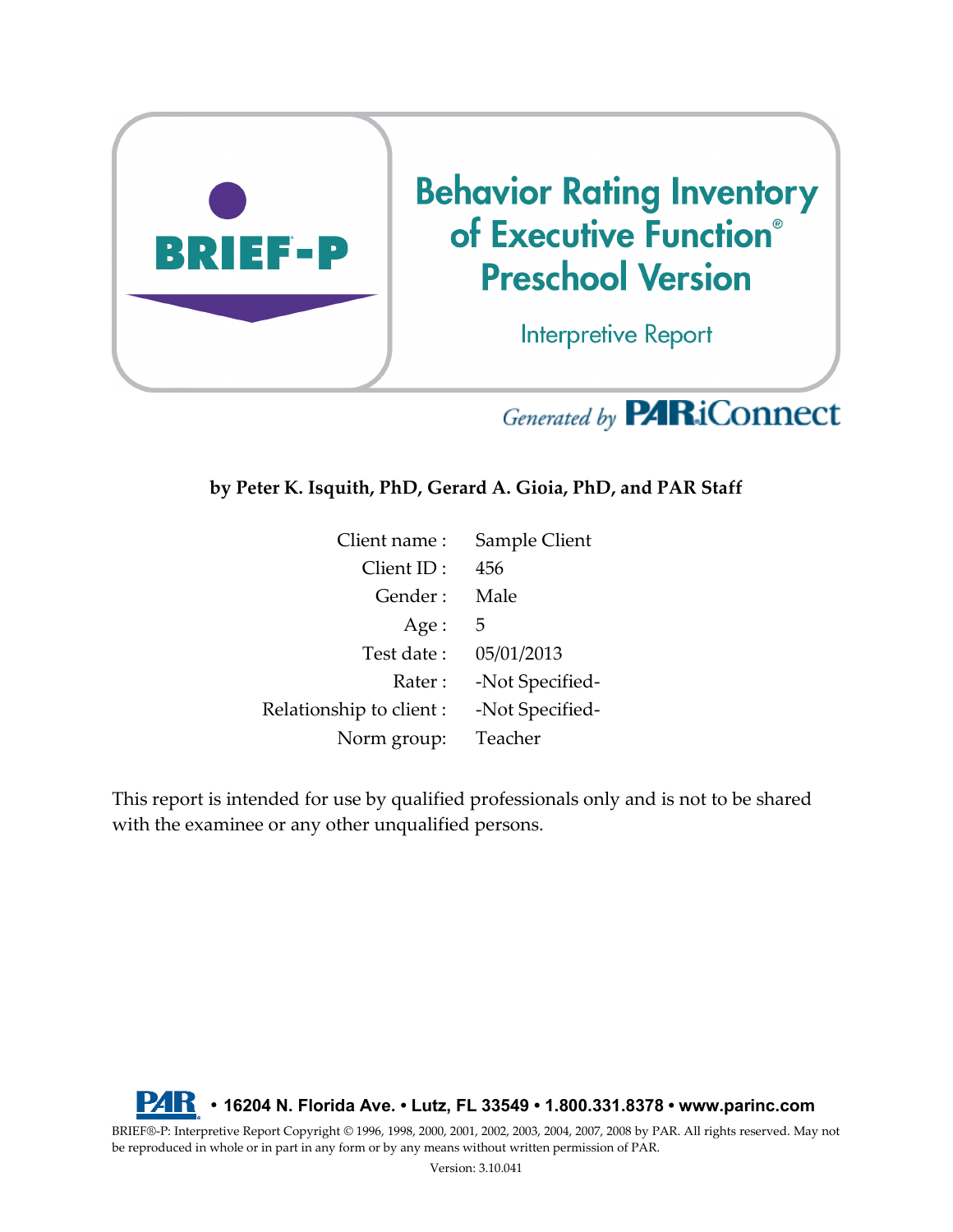BRIEF-P

# Behavior Rating Inventory of Executive Function® Preschool Version

## Interpretive Report

*Generated by* PAR iConnect

**by Peter K. Isquith, PhD, Gerard A. Gioia, PhD, and PAR Staff**

| | |
|---|---|
| Client name : | Sample Client |
| Client ID : | 456 |
| Gender : | Male |
| Age : | 5 |
| Test date : | 05/01/2013 |
| Rater : | -Not Specified- |
| Relationship to client : | -Not Specified- |
| Norm group: | Teacher |

This report is intended for use by qualified professionals only and is not to be shared with the examinee or any other unqualified persons.

**PAR • 16204 N. Florida Ave. • Lutz, FL 33549 • 1.800.331.8378 • www.parinc.com**

BRIEF®-P: Interpretive Report Copyright © 1996, 1998, 2000, 2001, 2002, 2003, 2004, 2007, 2008 by PAR. All rights reserved. May not be reproduced in whole or in part in any form or by any means without written permission of PAR.

Version: 3.10.041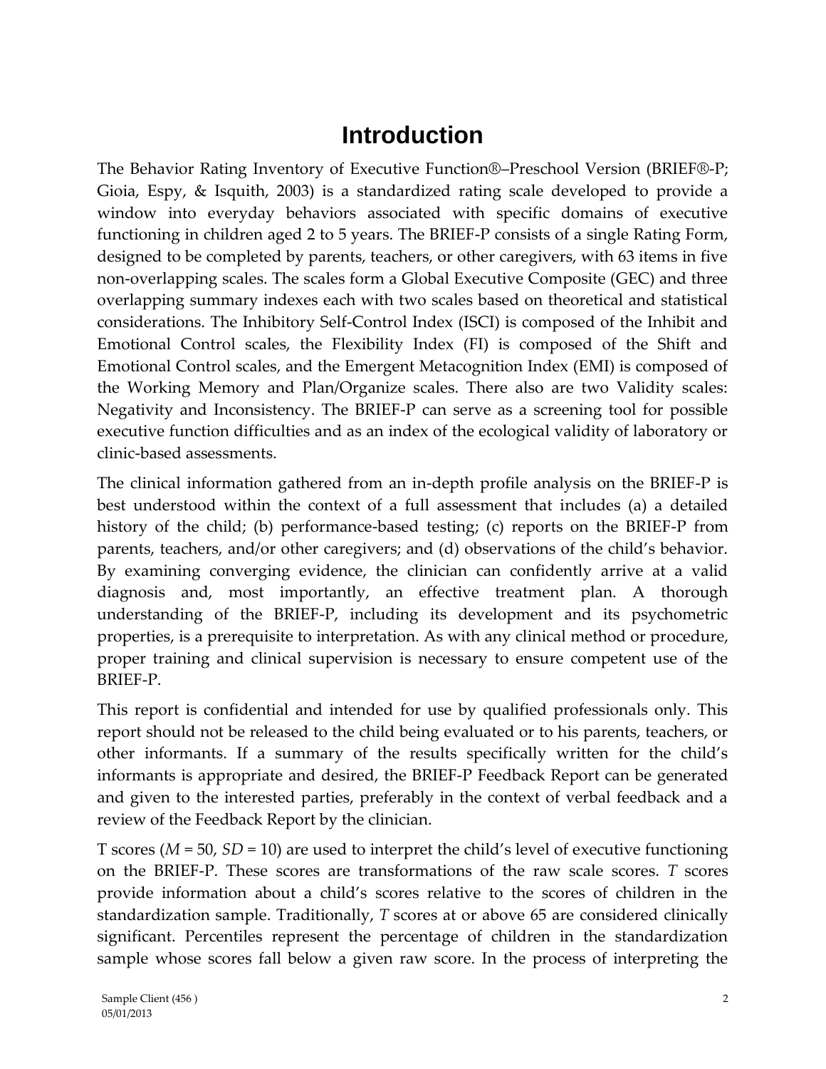# Introduction

The Behavior Rating Inventory of Executive Function®–Preschool Version (BRIEF®-P; Gioia, Espy, & Isquith, 2003) is a standardized rating scale developed to provide a window into everyday behaviors associated with specific domains of executive functioning in children aged 2 to 5 years. The BRIEF-P consists of a single Rating Form, designed to be completed by parents, teachers, or other caregivers, with 63 items in five non-overlapping scales. The scales form a Global Executive Composite (GEC) and three overlapping summary indexes each with two scales based on theoretical and statistical considerations. The Inhibitory Self-Control Index (ISCI) is composed of the Inhibit and Emotional Control scales, the Flexibility Index (FI) is composed of the Shift and Emotional Control scales, and the Emergent Metacognition Index (EMI) is composed of the Working Memory and Plan/Organize scales. There also are two Validity scales: Negativity and Inconsistency. The BRIEF-P can serve as a screening tool for possible executive function difficulties and as an index of the ecological validity of laboratory or clinic-based assessments.

The clinical information gathered from an in-depth profile analysis on the BRIEF-P is best understood within the context of a full assessment that includes (a) a detailed history of the child; (b) performance-based testing; (c) reports on the BRIEF-P from parents, teachers, and/or other caregivers; and (d) observations of the child's behavior. By examining converging evidence, the clinician can confidently arrive at a valid diagnosis and, most importantly, an effective treatment plan. A thorough understanding of the BRIEF-P, including its development and its psychometric properties, is a prerequisite to interpretation. As with any clinical method or procedure, proper training and clinical supervision is necessary to ensure competent use of the BRIEF-P.

This report is confidential and intended for use by qualified professionals only. This report should not be released to the child being evaluated or to his parents, teachers, or other informants. If a summary of the results specifically written for the child's informants is appropriate and desired, the BRIEF-P Feedback Report can be generated and given to the interested parties, preferably in the context of verbal feedback and a review of the Feedback Report by the clinician.

T scores (*M* = 50, *SD* = 10) are used to interpret the child's level of executive functioning on the BRIEF-P. These scores are transformations of the raw scale scores. *T* scores provide information about a child's scores relative to the scores of children in the standardization sample. Traditionally, *T* scores at or above 65 are considered clinically significant. Percentiles represent the percentage of children in the standardization sample whose scores fall below a given raw score. In the process of interpreting the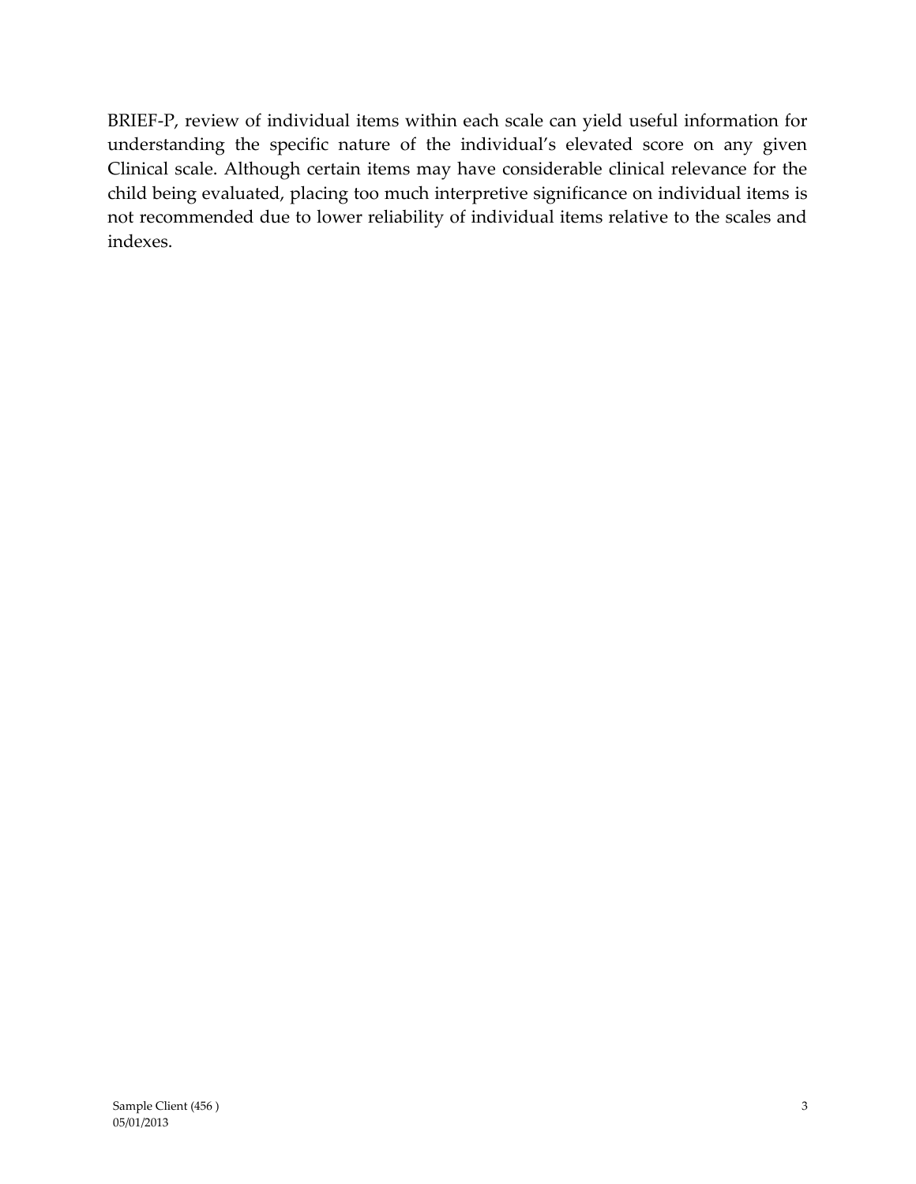BRIEF-P, review of individual items within each scale can yield useful information for understanding the specific nature of the individual's elevated score on any given Clinical scale. Although certain items may have considerable clinical relevance for the child being evaluated, placing too much interpretive significance on individual items is not recommended due to lower reliability of individual items relative to the scales and indexes.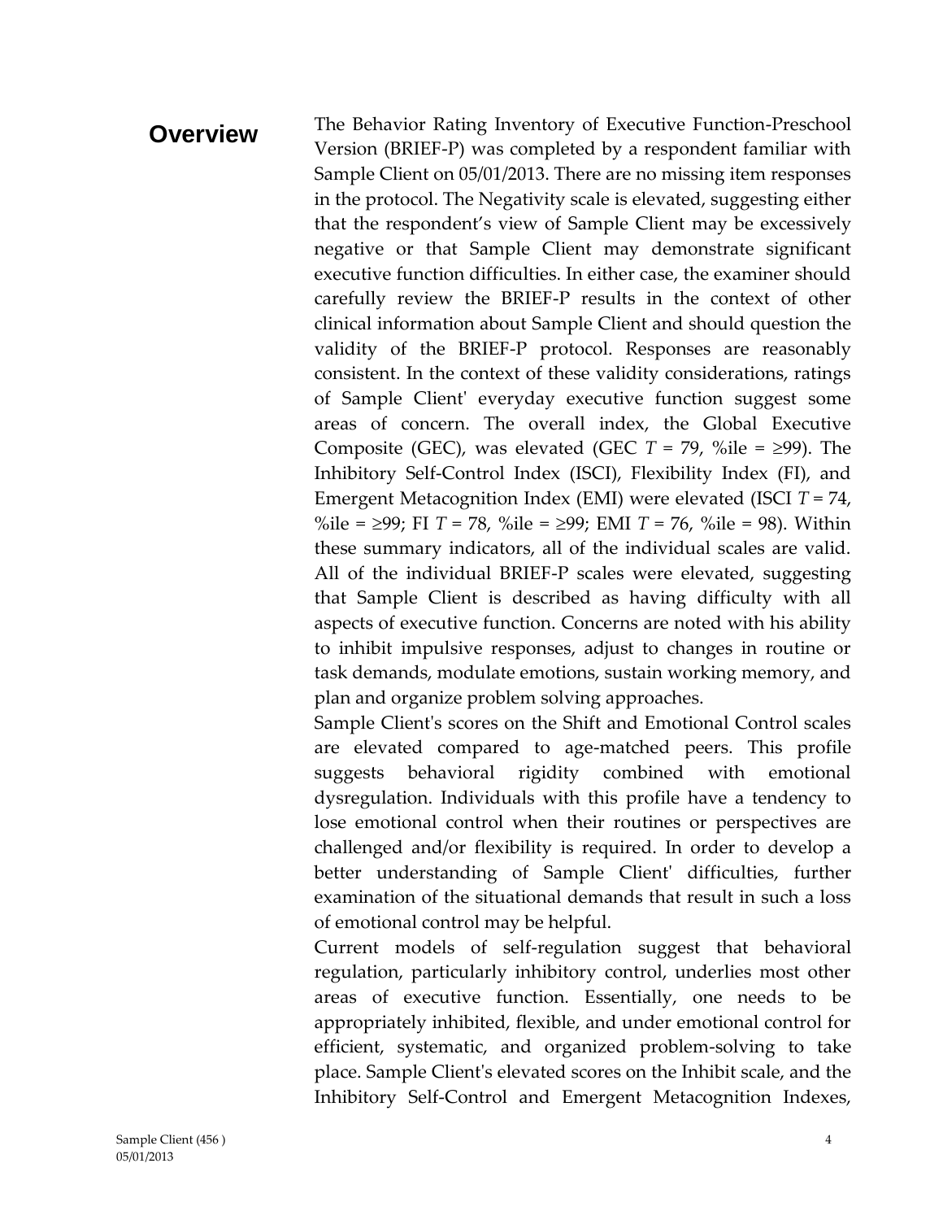## Overview

The Behavior Rating Inventory of Executive Function-Preschool Version (BRIEF-P) was completed by a respondent familiar with Sample Client on 05/01/2013. There are no missing item responses in the protocol. The Negativity scale is elevated, suggesting either that the respondent's view of Sample Client may be excessively negative or that Sample Client may demonstrate significant executive function difficulties. In either case, the examiner should carefully review the BRIEF-P results in the context of other clinical information about Sample Client and should question the validity of the BRIEF-P protocol. Responses are reasonably consistent. In the context of these validity considerations, ratings of Sample Client' everyday executive function suggest some areas of concern. The overall index, the Global Executive Composite (GEC), was elevated (GEC $T$ = 79, %ile = ≥99). The Inhibitory Self-Control Index (ISCI), Flexibility Index (FI), and Emergent Metacognition Index (EMI) were elevated (ISCI $T$ = 74, %ile = ≥99; FI $T$ = 78, %ile = ≥99; EMI $T$ = 76, %ile = 98). Within these summary indicators, all of the individual scales are valid. All of the individual BRIEF-P scales were elevated, suggesting that Sample Client is described as having difficulty with all aspects of executive function. Concerns are noted with his ability to inhibit impulsive responses, adjust to changes in routine or task demands, modulate emotions, sustain working memory, and plan and organize problem solving approaches.

Sample Client's scores on the Shift and Emotional Control scales are elevated compared to age-matched peers. This profile suggests behavioral rigidity combined with emotional dysregulation. Individuals with this profile have a tendency to lose emotional control when their routines or perspectives are challenged and/or flexibility is required. In order to develop a better understanding of Sample Client' difficulties, further examination of the situational demands that result in such a loss of emotional control may be helpful.

Current models of self-regulation suggest that behavioral regulation, particularly inhibitory control, underlies most other areas of executive function. Essentially, one needs to be appropriately inhibited, flexible, and under emotional control for efficient, systematic, and organized problem-solving to take place. Sample Client's elevated scores on the Inhibit scale, and the Inhibitory Self-Control and Emergent Metacognition Indexes,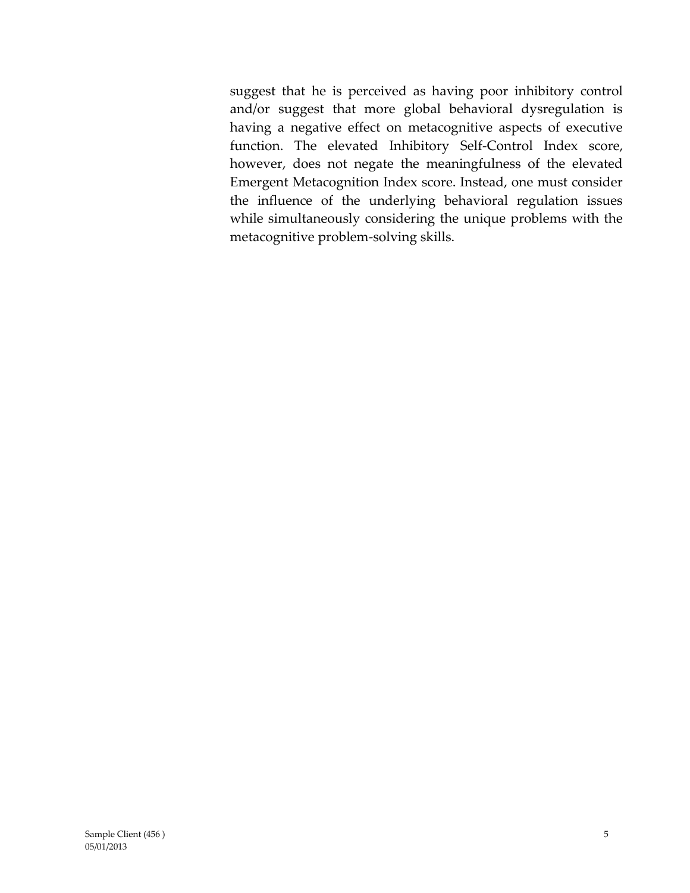suggest that he is perceived as having poor inhibitory control and/or suggest that more global behavioral dysregulation is having a negative effect on metacognitive aspects of executive function. The elevated Inhibitory Self-Control Index score, however, does not negate the meaningfulness of the elevated Emergent Metacognition Index score. Instead, one must consider the influence of the underlying behavioral regulation issues while simultaneously considering the unique problems with the metacognitive problem-solving skills.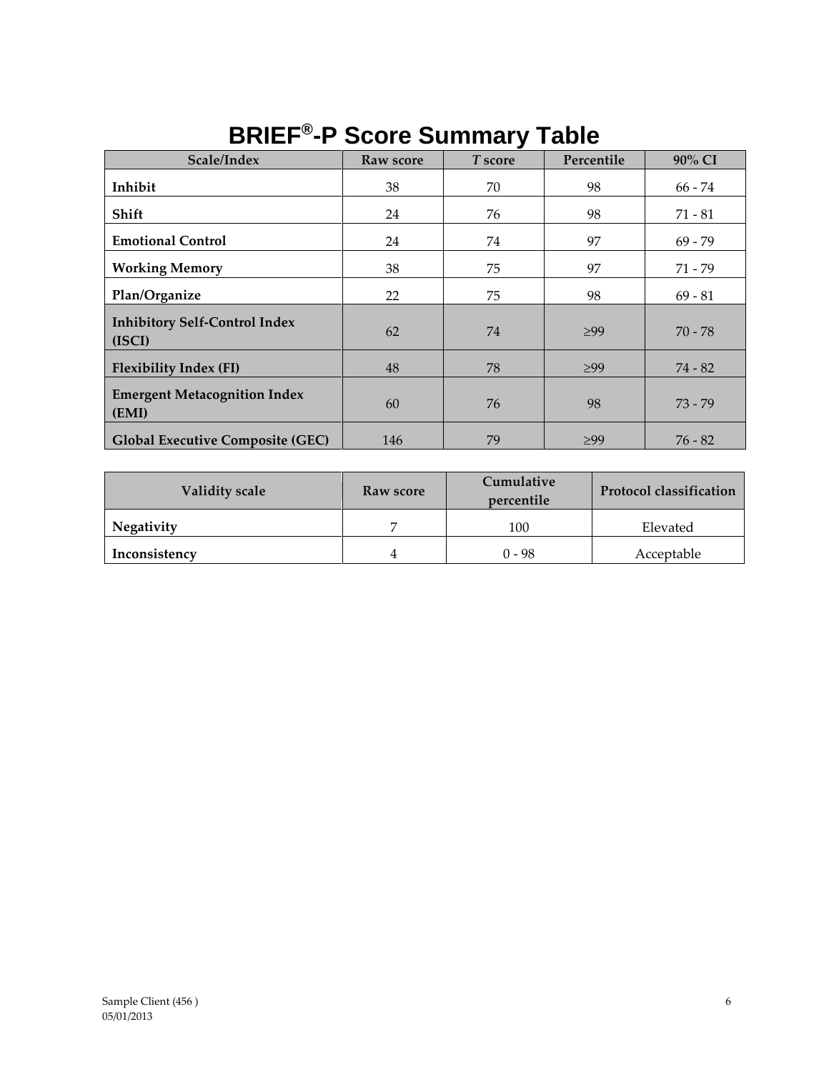# BRIEF®-P Score Summary Table

| Scale/Index | Raw score | *T* score | Percentile | 90% CI |
|---|---|---|---|---|
| **Inhibit** | 38 | 70 | 98 | 66 - 74 |
| **Shift** | 24 | 76 | 98 | 71 - 81 |
| **Emotional Control** | 24 | 74 | 97 | 69 - 79 |
| **Working Memory** | 38 | 75 | 97 | 71 - 79 |
| **Plan/Organize** | 22 | 75 | 98 | 69 - 81 |
| **Inhibitory Self-Control Index (ISCI)** | 62 | 74 | ≥99 | 70 - 78 |
| **Flexibility Index (FI)** | 48 | 78 | ≥99 | 74 - 82 |
| **Emergent Metacognition Index (EMI)** | 60 | 76 | 98 | 73 - 79 |
| **Global Executive Composite (GEC)** | 146 | 79 | ≥99 | 76 - 82 |

| Validity scale | Raw score | Cumulative percentile | Protocol classification |
|---|---|---|---|
| **Negativity** | 7 | 100 | Elevated |
| **Inconsistency** | 4 | 0 - 98 | Acceptable |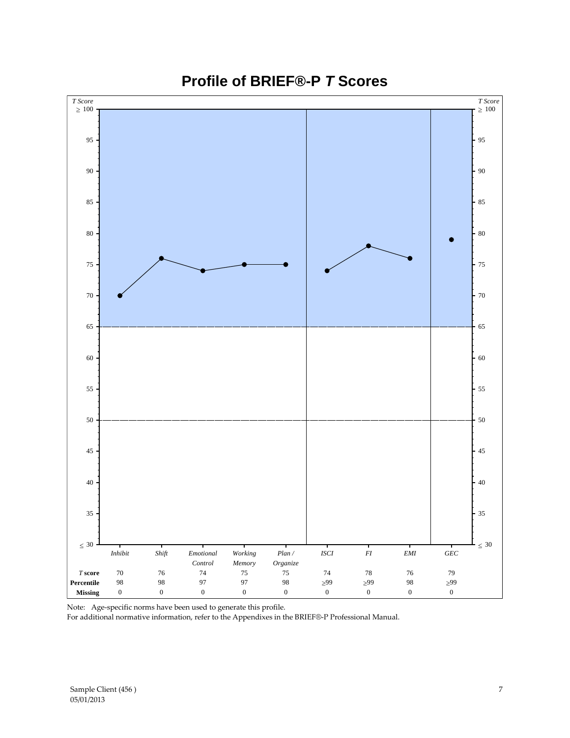# Profile of BRIEF®-P *T* Scores

| | Inhibit | Shift | Emotional Control | Working Memory | Plan / Organize | ISCI | FI | EMI | GEC |
|---|---|---|---|---|---|---|---|---|---|
| ***T* score** | 70 | 76 | 74 | 75 | 75 | 74 | 78 | 76 | 79 |
| **Percentile** | 98 | 98 | 97 | 97 | 98 | ≥99 | ≥99 | 98 | ≥99 |
| **Missing** | 0 | 0 | 0 | 0 | 0 | 0 | 0 | 0 | 0 |

Note: Age-specific norms have been used to generate this profile.
For additional normative information, refer to the Appendixes in the BRIEF®-P Professional Manual.

Sample Client (456 )
05/01/2013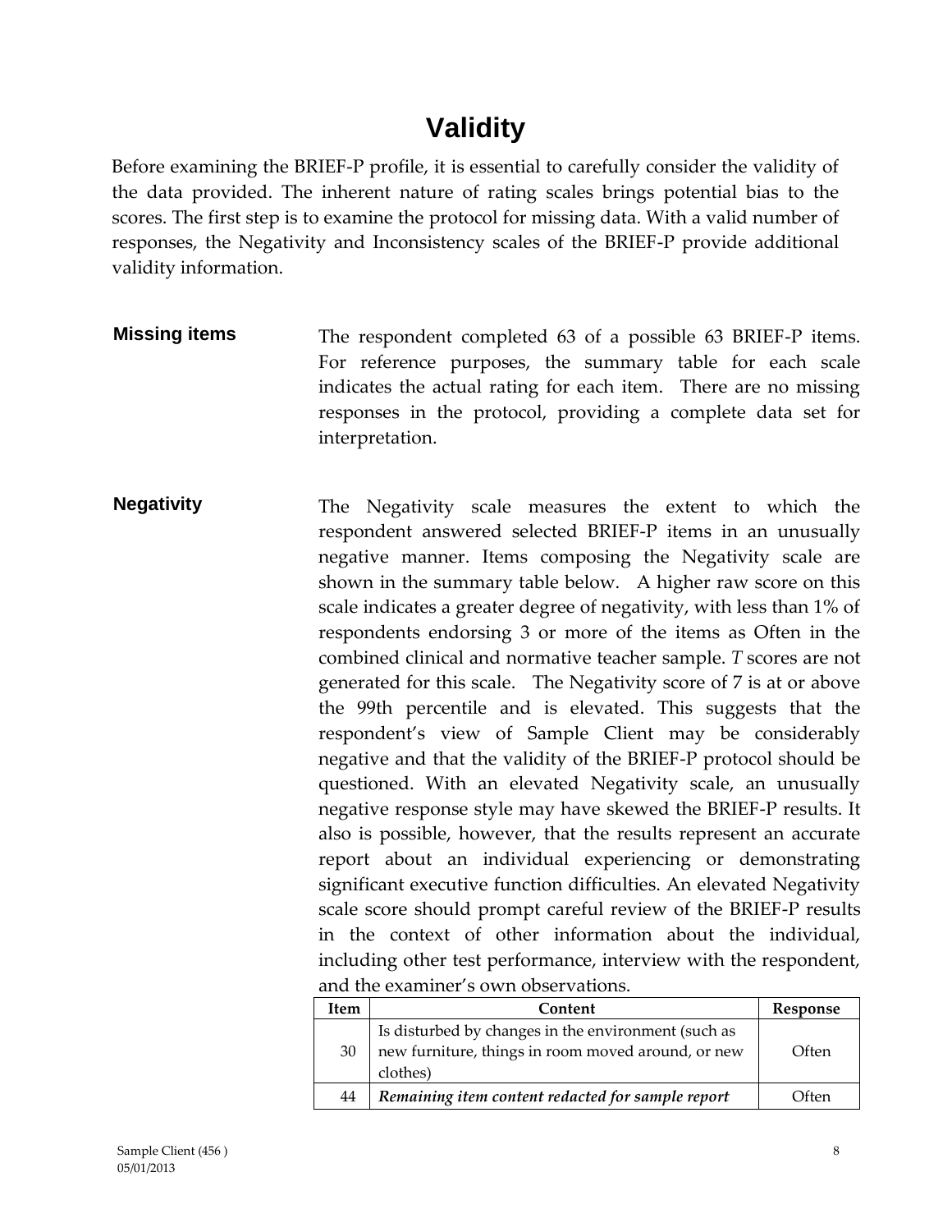# Validity

Before examining the BRIEF-P profile, it is essential to carefully consider the validity of the data provided. The inherent nature of rating scales brings potential bias to the scores. The first step is to examine the protocol for missing data. With a valid number of responses, the Negativity and Inconsistency scales of the BRIEF-P provide additional validity information.

## Missing items

The respondent completed 63 of a possible 63 BRIEF-P items. For reference purposes, the summary table for each scale indicates the actual rating for each item. There are no missing responses in the protocol, providing a complete data set for interpretation.

## Negativity

The Negativity scale measures the extent to which the respondent answered selected BRIEF-P items in an unusually negative manner. Items composing the Negativity scale are shown in the summary table below. A higher raw score on this scale indicates a greater degree of negativity, with less than 1% of respondents endorsing 3 or more of the items as Often in the combined clinical and normative teacher sample. *T* scores are not generated for this scale. The Negativity score of 7 is at or above the 99th percentile and is elevated. This suggests that the respondent's view of Sample Client may be considerably negative and that the validity of the BRIEF-P protocol should be questioned. With an elevated Negativity scale, an unusually negative response style may have skewed the BRIEF-P results. It also is possible, however, that the results represent an accurate report about an individual experiencing or demonstrating significant executive function difficulties. An elevated Negativity scale score should prompt careful review of the BRIEF-P results in the context of other information about the individual, including other test performance, interview with the respondent, and the examiner's own observations.

| Item | Content | Response |
|---|---|---|
| 30 | Is disturbed by changes in the environment (such as new furniture, things in room moved around, or new clothes) | Often |
| 44 | ***Remaining item content redacted for sample report*** | Often |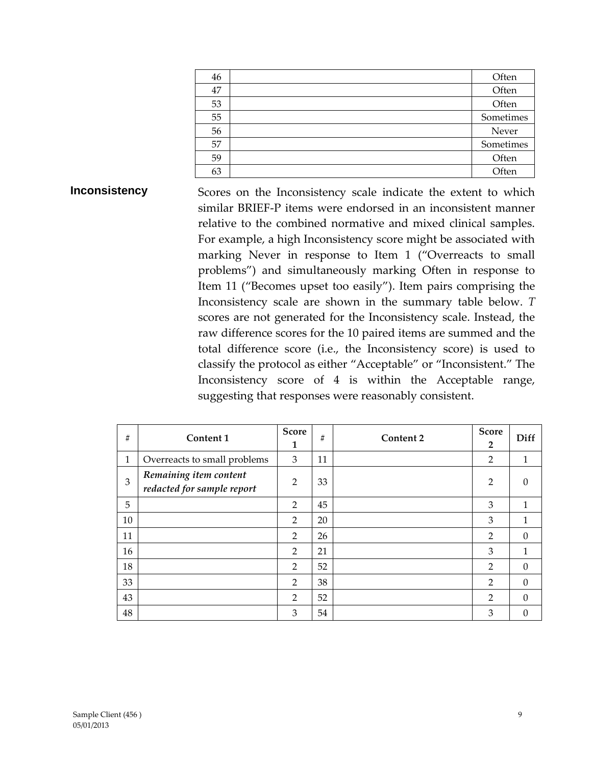| | | |
|---|---|---|
| 46 | | Often |
| 47 | | Often |
| 53 | | Often |
| 55 | | Sometimes |
| 56 | | Never |
| 57 | | Sometimes |
| 59 | | Often |
| 63 | | Often |

### Inconsistency

Scores on the Inconsistency scale indicate the extent to which similar BRIEF-P items were endorsed in an inconsistent manner relative to the combined normative and mixed clinical samples. For example, a high Inconsistency score might be associated with marking Never in response to Item 1 ("Overreacts to small problems") and simultaneously marking Often in response to Item 11 ("Becomes upset too easily"). Item pairs comprising the Inconsistency scale are shown in the summary table below. *T* scores are not generated for the Inconsistency scale. Instead, the raw difference scores for the 10 paired items are summed and the total difference score (i.e., the Inconsistency score) is used to classify the protocol as either "Acceptable" or "Inconsistent." The Inconsistency score of 4 is within the Acceptable range, suggesting that responses were reasonably consistent.

| # | Content 1 | Score 1 | # | Content 2 | Score 2 | Diff |
|---|---|---|---|---|---|---|
| 1 | Overreacts to small problems | 3 | 11 | | 2 | 1 |
| 3 | *Remaining item content redacted for sample report* | 2 | 33 | | 2 | 0 |
| 5 | | 2 | 45 | | 3 | 1 |
| 10 | | 2 | 20 | | 3 | 1 |
| 11 | | 2 | 26 | | 2 | 0 |
| 16 | | 2 | 21 | | 3 | 1 |
| 18 | | 2 | 52 | | 2 | 0 |
| 33 | | 2 | 38 | | 2 | 0 |
| 43 | | 2 | 52 | | 2 | 0 |
| 48 | | 3 | 54 | | 3 | 0 |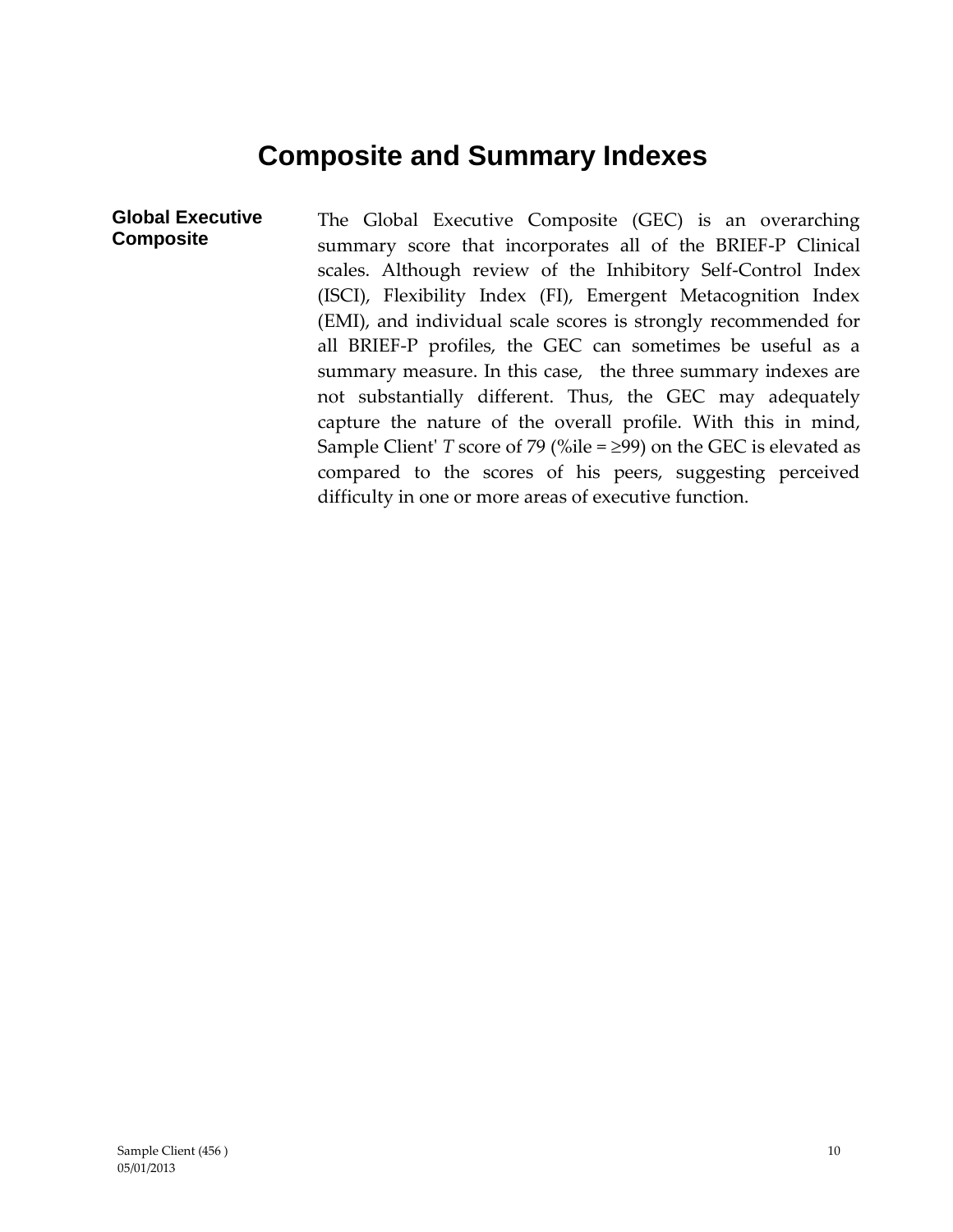# Composite and Summary Indexes

**Global Executive Composite**

The Global Executive Composite (GEC) is an overarching summary score that incorporates all of the BRIEF-P Clinical scales. Although review of the Inhibitory Self-Control Index (ISCI), Flexibility Index (FI), Emergent Metacognition Index (EMI), and individual scale scores is strongly recommended for all BRIEF-P profiles, the GEC can sometimes be useful as a summary measure. In this case, the three summary indexes are not substantially different. Thus, the GEC may adequately capture the nature of the overall profile. With this in mind, Sample Client' *T* score of 79 (%ile = ≥99) on the GEC is elevated as compared to the scores of his peers, suggesting perceived difficulty in one or more areas of executive function.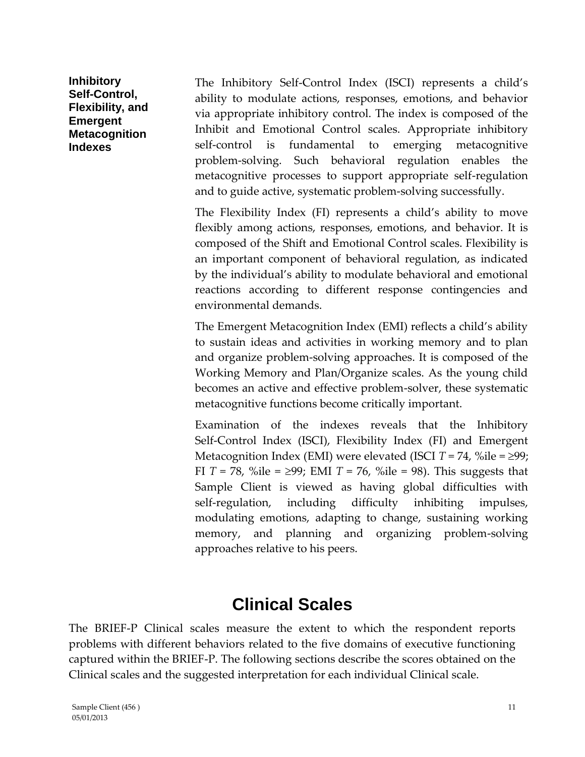### Inhibitory Self-Control, Flexibility, and Emergent Metacognition Indexes

The Inhibitory Self-Control Index (ISCI) represents a child's ability to modulate actions, responses, emotions, and behavior via appropriate inhibitory control. The index is composed of the Inhibit and Emotional Control scales. Appropriate inhibitory self-control is fundamental to emerging metacognitive problem-solving. Such behavioral regulation enables the metacognitive processes to support appropriate self-regulation and to guide active, systematic problem-solving successfully.

The Flexibility Index (FI) represents a child's ability to move flexibly among actions, responses, emotions, and behavior. It is composed of the Shift and Emotional Control scales. Flexibility is an important component of behavioral regulation, as indicated by the individual's ability to modulate behavioral and emotional reactions according to different response contingencies and environmental demands.

The Emergent Metacognition Index (EMI) reflects a child's ability to sustain ideas and activities in working memory and to plan and organize problem-solving approaches. It is composed of the Working Memory and Plan/Organize scales. As the young child becomes an active and effective problem-solver, these systematic metacognitive functions become critically important.

Examination of the indexes reveals that the Inhibitory Self-Control Index (ISCI), Flexibility Index (FI) and Emergent Metacognition Index (EMI) were elevated (ISCI $T$ = 74, %ile = ≥99; FI $T$ = 78, %ile = ≥99; EMI $T$ = 76, %ile = 98). This suggests that Sample Client is viewed as having global difficulties with self-regulation, including difficulty inhibiting impulses, modulating emotions, adapting to change, sustaining working memory, and planning and organizing problem-solving approaches relative to his peers.

# Clinical Scales

The BRIEF-P Clinical scales measure the extent to which the respondent reports problems with different behaviors related to the five domains of executive functioning captured within the BRIEF-P. The following sections describe the scores obtained on the Clinical scales and the suggested interpretation for each individual Clinical scale.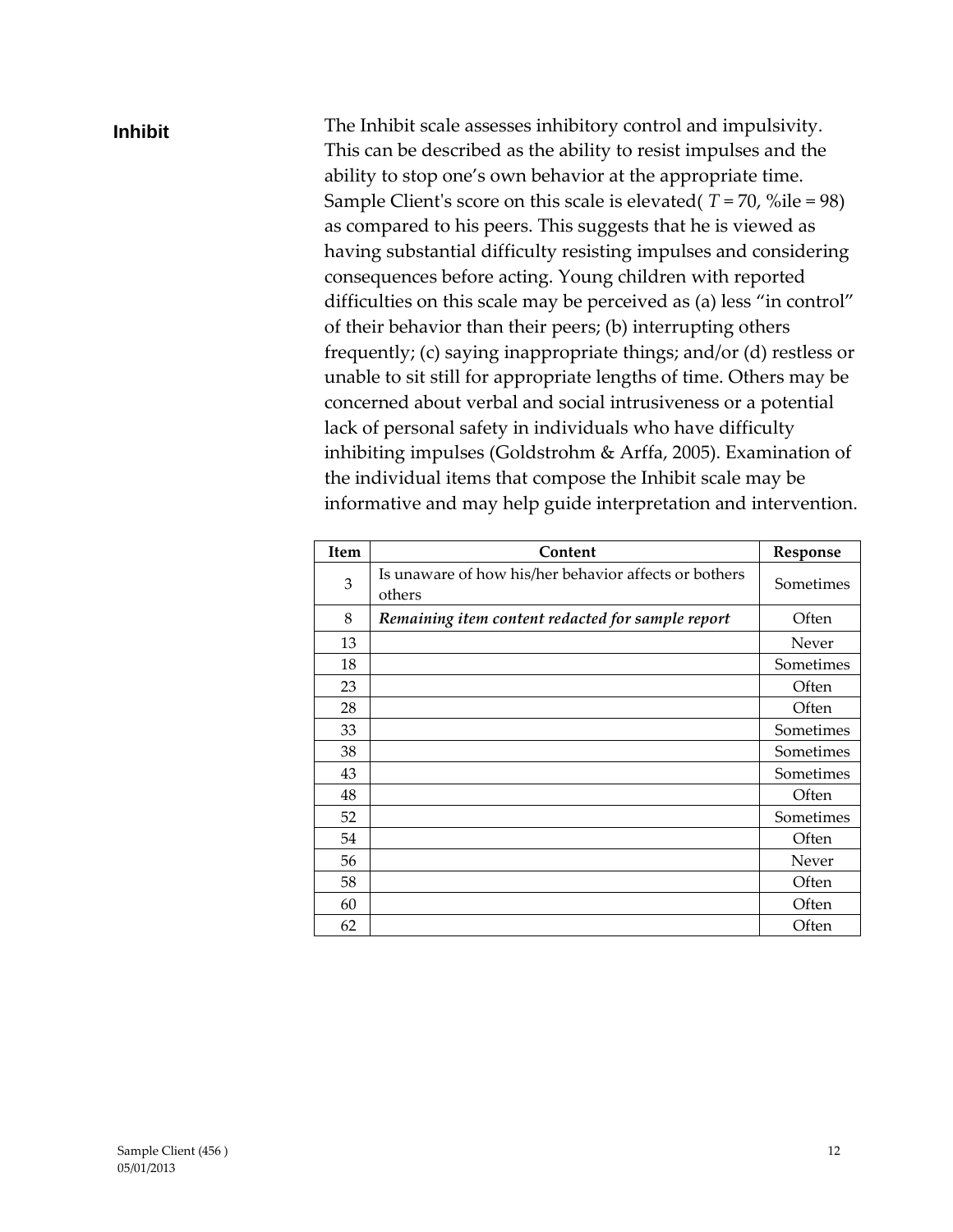## Inhibit

The Inhibit scale assesses inhibitory control and impulsivity. This can be described as the ability to resist impulses and the ability to stop one's own behavior at the appropriate time. Sample Client's score on this scale is elevated( $T = 70$, %ile = 98) as compared to his peers. This suggests that he is viewed as having substantial difficulty resisting impulses and considering consequences before acting. Young children with reported difficulties on this scale may be perceived as (a) less "in control" of their behavior than their peers; (b) interrupting others frequently; (c) saying inappropriate things; and/or (d) restless or unable to sit still for appropriate lengths of time. Others may be concerned about verbal and social intrusiveness or a potential lack of personal safety in individuals who have difficulty inhibiting impulses (Goldstrohm & Arffa, 2005). Examination of the individual items that compose the Inhibit scale may be informative and may help guide interpretation and intervention.

| Item | Content | Response |
|---|---|---|
| 3 | Is unaware of how his/her behavior affects or bothers others | Sometimes |
| 8 | ***Remaining item content redacted for sample report*** | Often |
| 13 | | Never |
| 18 | | Sometimes |
| 23 | | Often |
| 28 | | Often |
| 33 | | Sometimes |
| 38 | | Sometimes |
| 43 | | Sometimes |
| 48 | | Often |
| 52 | | Sometimes |
| 54 | | Often |
| 56 | | Never |
| 58 | | Often |
| 60 | | Often |
| 62 | | Often |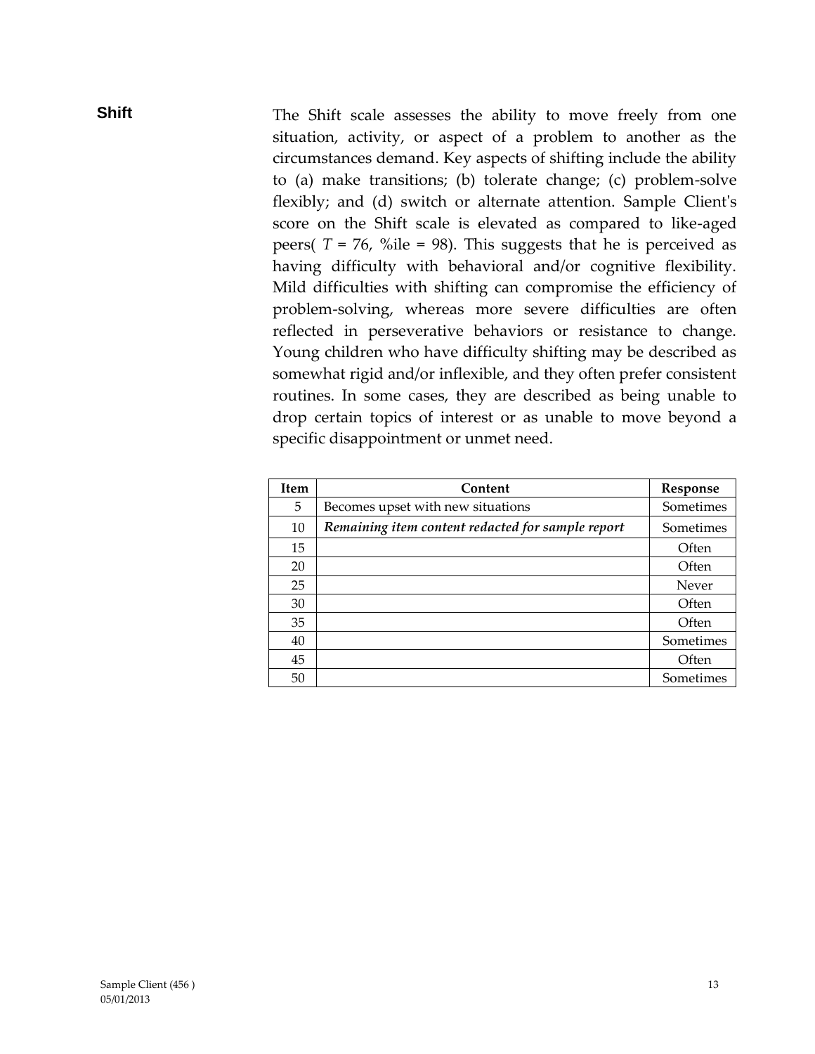## Shift

The Shift scale assesses the ability to move freely from one situation, activity, or aspect of a problem to another as the circumstances demand. Key aspects of shifting include the ability to (a) make transitions; (b) tolerate change; (c) problem-solve flexibly; and (d) switch or alternate attention. Sample Client's score on the Shift scale is elevated as compared to like-aged peers( $T$ = 76, %ile = 98). This suggests that he is perceived as having difficulty with behavioral and/or cognitive flexibility. Mild difficulties with shifting can compromise the efficiency of problem-solving, whereas more severe difficulties are often reflected in perseverative behaviors or resistance to change. Young children who have difficulty shifting may be described as somewhat rigid and/or inflexible, and they often prefer consistent routines. In some cases, they are described as being unable to drop certain topics of interest or as unable to move beyond a specific disappointment or unmet need.

| Item | Content | Response |
|---|---|---|
| 5 | Becomes upset with new situations | Sometimes |
| 10 | ***Remaining item content redacted for sample report*** | Sometimes |
| 15 | | Often |
| 20 | | Often |
| 25 | | Never |
| 30 | | Often |
| 35 | | Often |
| 40 | | Sometimes |
| 45 | | Often |
| 50 | | Sometimes |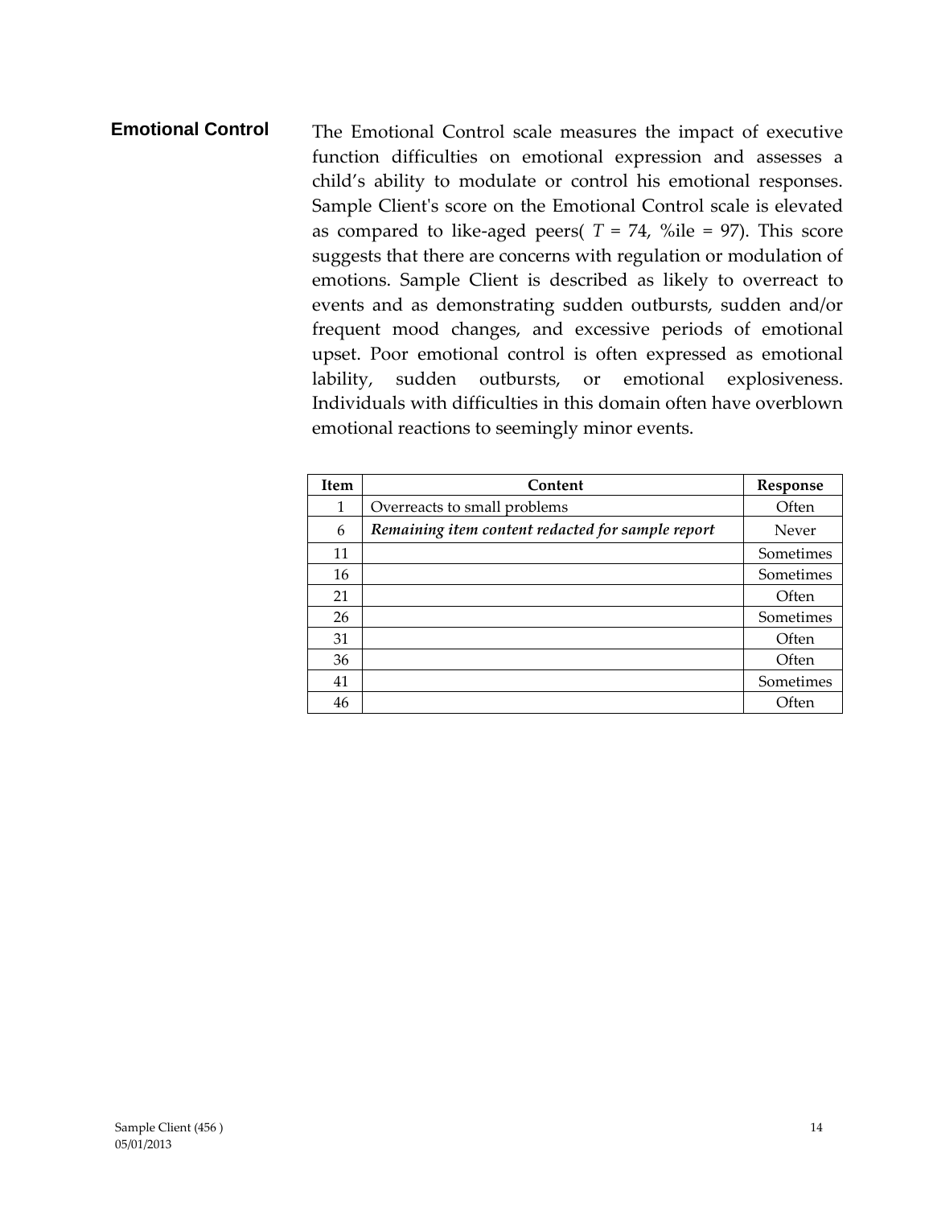## Emotional Control

The Emotional Control scale measures the impact of executive function difficulties on emotional expression and assesses a child's ability to modulate or control his emotional responses. Sample Client's score on the Emotional Control scale is elevated as compared to like-aged peers( $T$ = 74, %ile = 97). This score suggests that there are concerns with regulation or modulation of emotions. Sample Client is described as likely to overreact to events and as demonstrating sudden outbursts, sudden and/or frequent mood changes, and excessive periods of emotional upset. Poor emotional control is often expressed as emotional lability, sudden outbursts, or emotional explosiveness. Individuals with difficulties in this domain often have overblown emotional reactions to seemingly minor events.

| Item | Content | Response |
|---|---|---|
| 1 | Overreacts to small problems | Often |
| 6 | ***Remaining item content redacted for sample report*** | Never |
| 11 | | Sometimes |
| 16 | | Sometimes |
| 21 | | Often |
| 26 | | Sometimes |
| 31 | | Often |
| 36 | | Often |
| 41 | | Sometimes |
| 46 | | Often |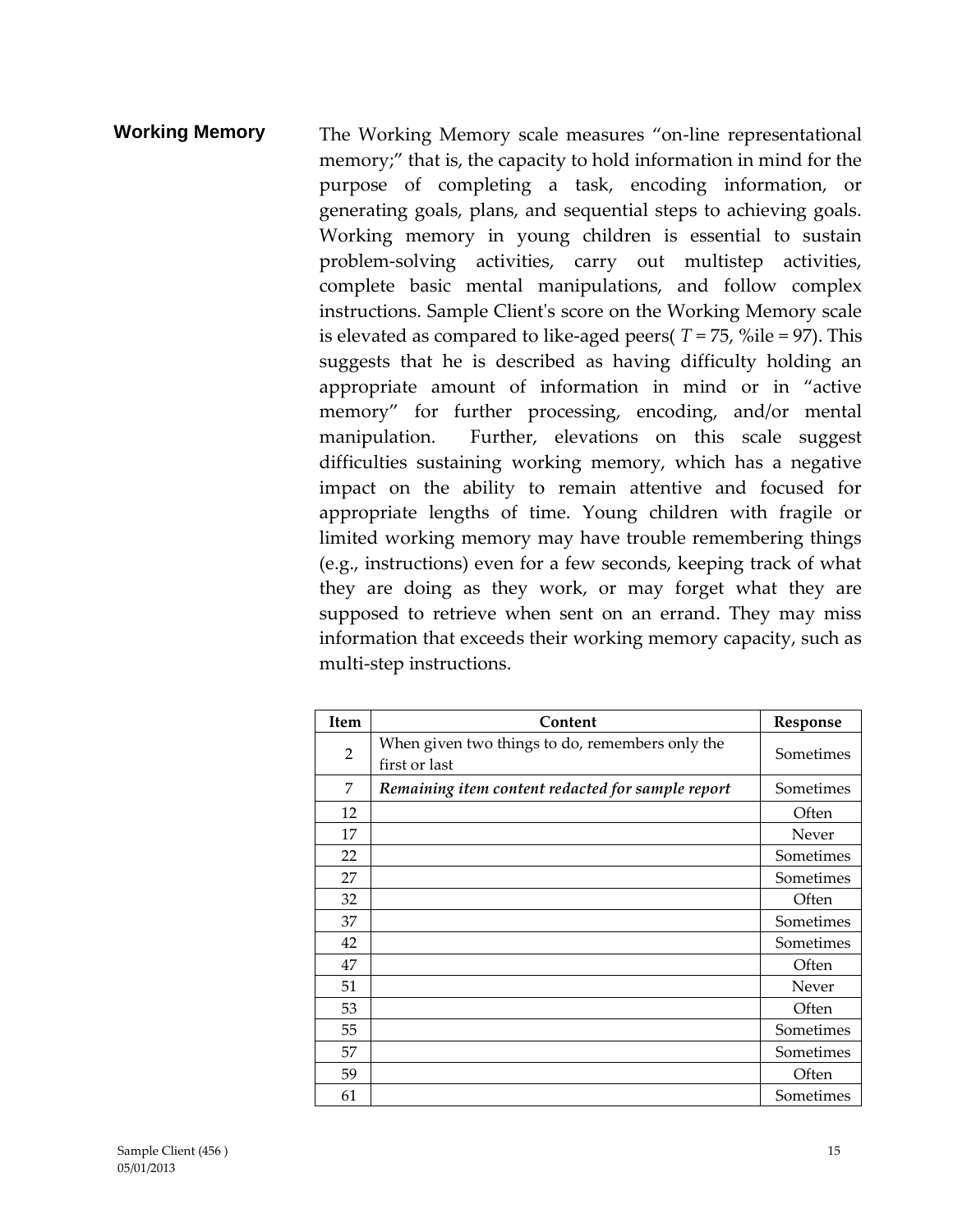## Working Memory

The Working Memory scale measures “on-line representational memory;” that is, the capacity to hold information in mind for the purpose of completing a task, encoding information, or generating goals, plans, and sequential steps to achieving goals. Working memory in young children is essential to sustain problem-solving activities, carry out multistep activities, complete basic mental manipulations, and follow complex instructions. Sample Client's score on the Working Memory scale is elevated as compared to like-aged peers( *T* = 75, %ile = 97). This suggests that he is described as having difficulty holding an appropriate amount of information in mind or in “active memory” for further processing, encoding, and/or mental manipulation. Further, elevations on this scale suggest difficulties sustaining working memory, which has a negative impact on the ability to remain attentive and focused for appropriate lengths of time. Young children with fragile or limited working memory may have trouble remembering things (e.g., instructions) even for a few seconds, keeping track of what they are doing as they work, or may forget what they are supposed to retrieve when sent on an errand. They may miss information that exceeds their working memory capacity, such as multi-step instructions.

| Item | Content | Response |
|---|---|---|
| 2 | When given two things to do, remembers only the first or last | Sometimes |
| 7 | ***Remaining item content redacted for sample report*** | Sometimes |
| 12 | | Often |
| 17 | | Never |
| 22 | | Sometimes |
| 27 | | Sometimes |
| 32 | | Often |
| 37 | | Sometimes |
| 42 | | Sometimes |
| 47 | | Often |
| 51 | | Never |
| 53 | | Often |
| 55 | | Sometimes |
| 57 | | Sometimes |
| 59 | | Often |
| 61 | | Sometimes |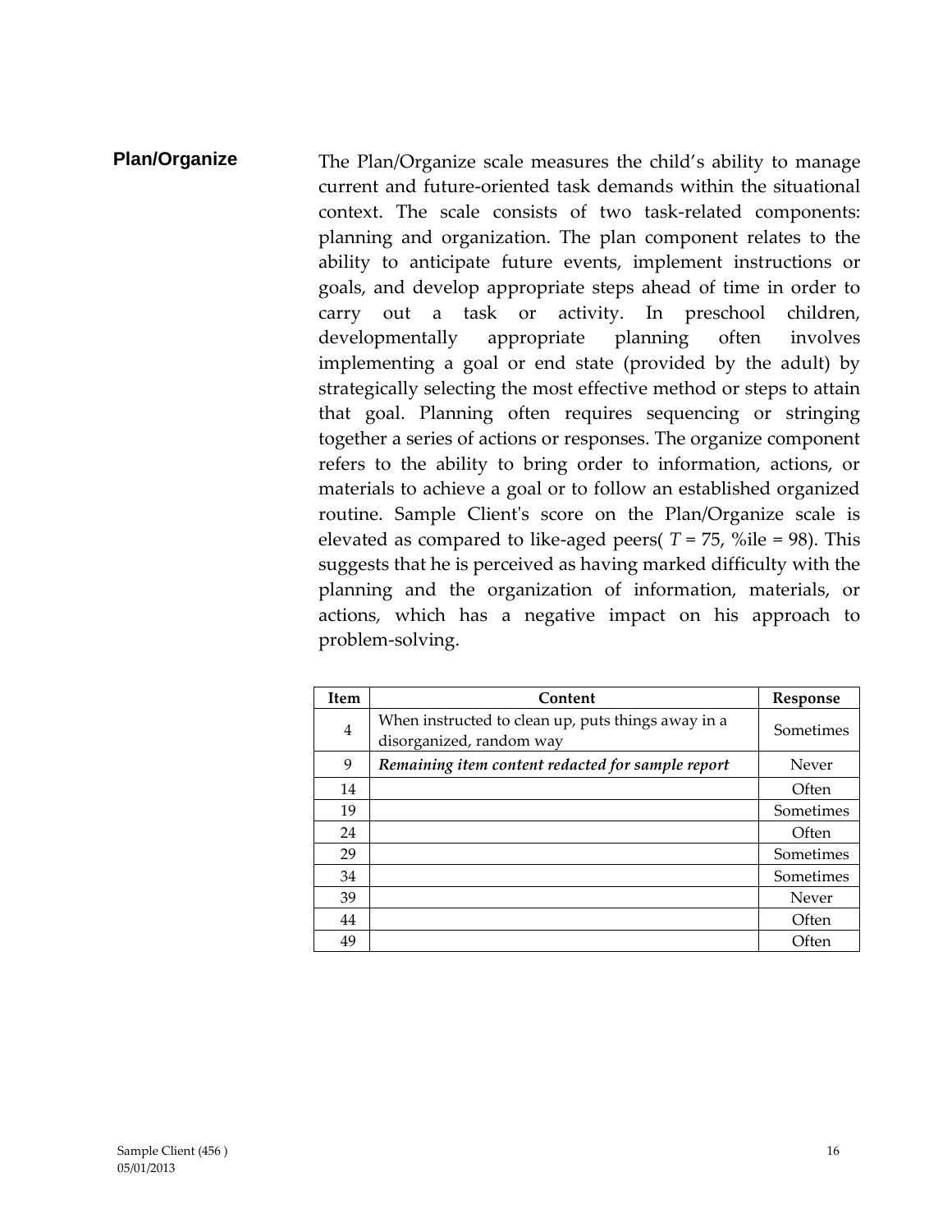## Plan/Organize

The Plan/Organize scale measures the child's ability to manage current and future-oriented task demands within the situational context. The scale consists of two task-related components: planning and organization. The plan component relates to the ability to anticipate future events, implement instructions or goals, and develop appropriate steps ahead of time in order to carry out a task or activity. In preschool children, developmentally appropriate planning often involves implementing a goal or end state (provided by the adult) by strategically selecting the most effective method or steps to attain that goal. Planning often requires sequencing or stringing together a series of actions or responses. The organize component refers to the ability to bring order to information, actions, or materials to achieve a goal or to follow an established organized routine. Sample Client's score on the Plan/Organize scale is elevated as compared to like-aged peers( $T$ = 75, %ile = 98). This suggests that he is perceived as having marked difficulty with the planning and the organization of information, materials, or actions, which has a negative impact on his approach to problem-solving.

| Item | Content | Response |
|---|---|---|
| 4 | When instructed to clean up, puts things away in a disorganized, random way | Sometimes |
| 9 | ***Remaining item content redacted for sample report*** | Never |
| 14 | | Often |
| 19 | | Sometimes |
| 24 | | Often |
| 29 | | Sometimes |
| 34 | | Sometimes |
| 39 | | Never |
| 44 | | Often |
| 49 | | Often |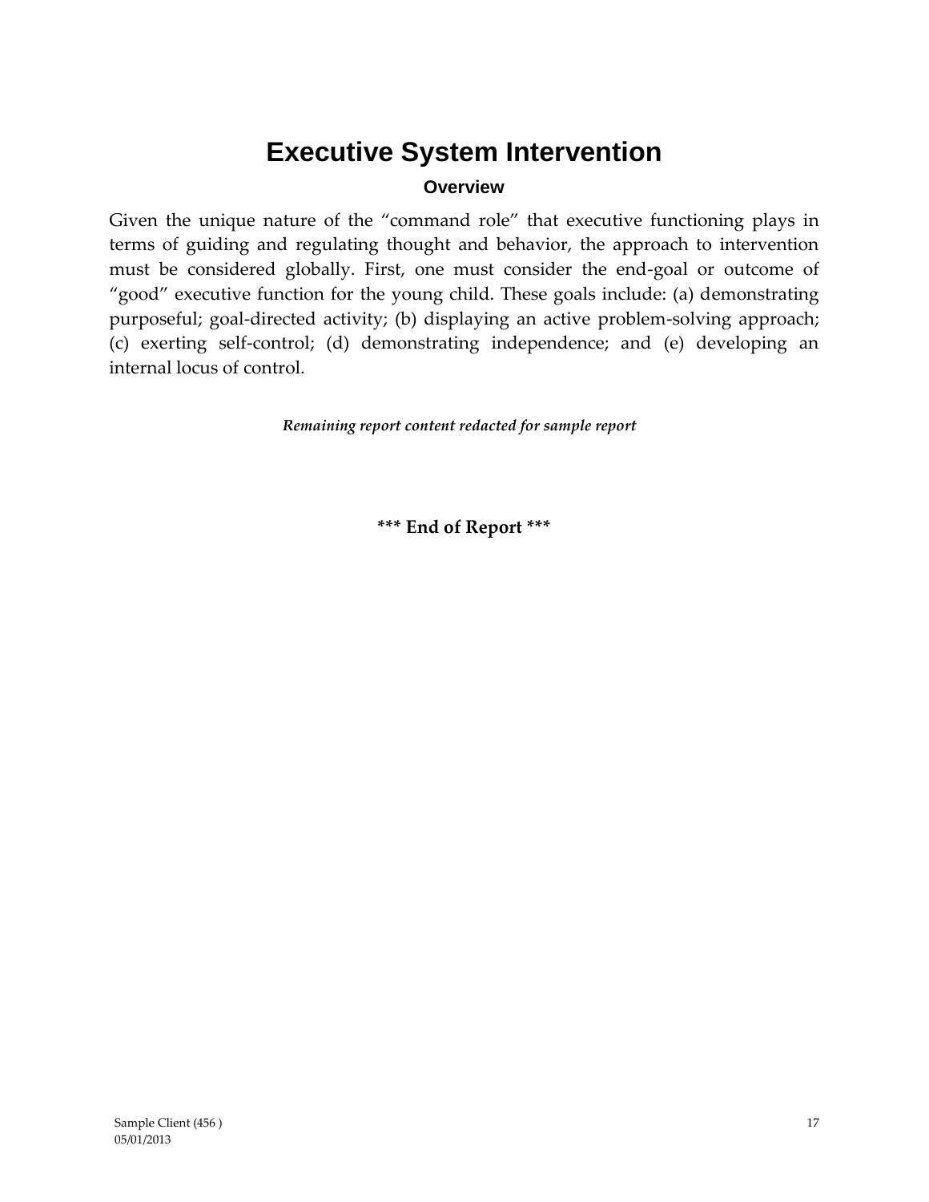# Executive System Intervention

### Overview

Given the unique nature of the "command role" that executive functioning plays in terms of guiding and regulating thought and behavior, the approach to intervention must be considered globally. First, one must consider the end-goal or outcome of "good" executive function for the young child. These goals include: (a) demonstrating purposeful; goal-directed activity; (b) displaying an active problem-solving approach; (c) exerting self-control; (d) demonstrating independence; and (e) developing an internal locus of control.

***Remaining report content redacted for sample report***

**\*\*\* End of Report \*\*\***